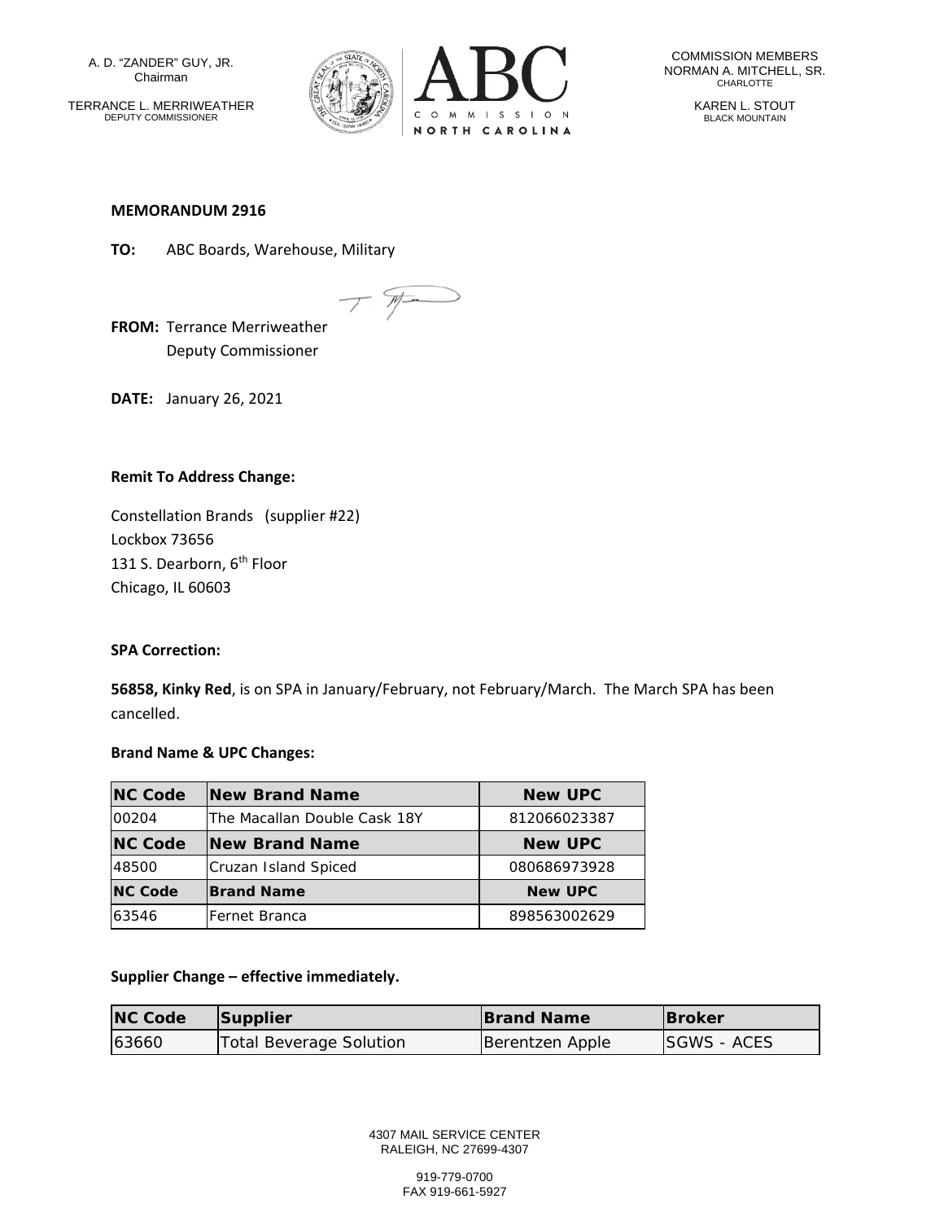A. D. "ZANDER" GUY, JR.
Chairman

TERRANCE L. MERRIWEATHER
DEPUTY COMMISSIONER

ABC
COMMISSION
NORTH CAROLINA

COMMISSION MEMBERS
NORMAN A. MITCHELL, SR.
CHARLOTTE

KAREN L. STOUT
BLACK MOUNTAIN

**MEMORANDUM 2916**

**TO:** ABC Boards, Warehouse, Military

**FROM:** Terrance Merriweather
Deputy Commissioner

**DATE:** January 26, 2021

**Remit To Address Change:**

Constellation Brands (supplier #22)
Lockbox 73656
131 S. Dearborn, 6th Floor
Chicago, IL 60603

**SPA Correction:**

**56858, Kinky Red**, is on SPA in January/February, not February/March. The March SPA has been cancelled.

**Brand Name & UPC Changes:**

| NC Code | New Brand Name | New UPC |
|---|---|---|
| 00204 | The Macallan Double Cask 18Y | 812066023387 |
| **NC Code** | **New Brand Name** | **New UPC** |
| 48500 | Cruzan Island Spiced | 080686973928 |
| **NC Code** | **Brand Name** | **New UPC** |
| 63546 | Fernet Branca | 898563002629 |

**Supplier Change – effective immediately.**

| NC Code | Supplier | Brand Name | Broker |
|---|---|---|---|
| 63660 | Total Beverage Solution | Berentzen Apple | SGWS - ACES |

4307 MAIL SERVICE CENTER
RALEIGH, NC 27699-4307

919-779-0700
FAX 919-661-5927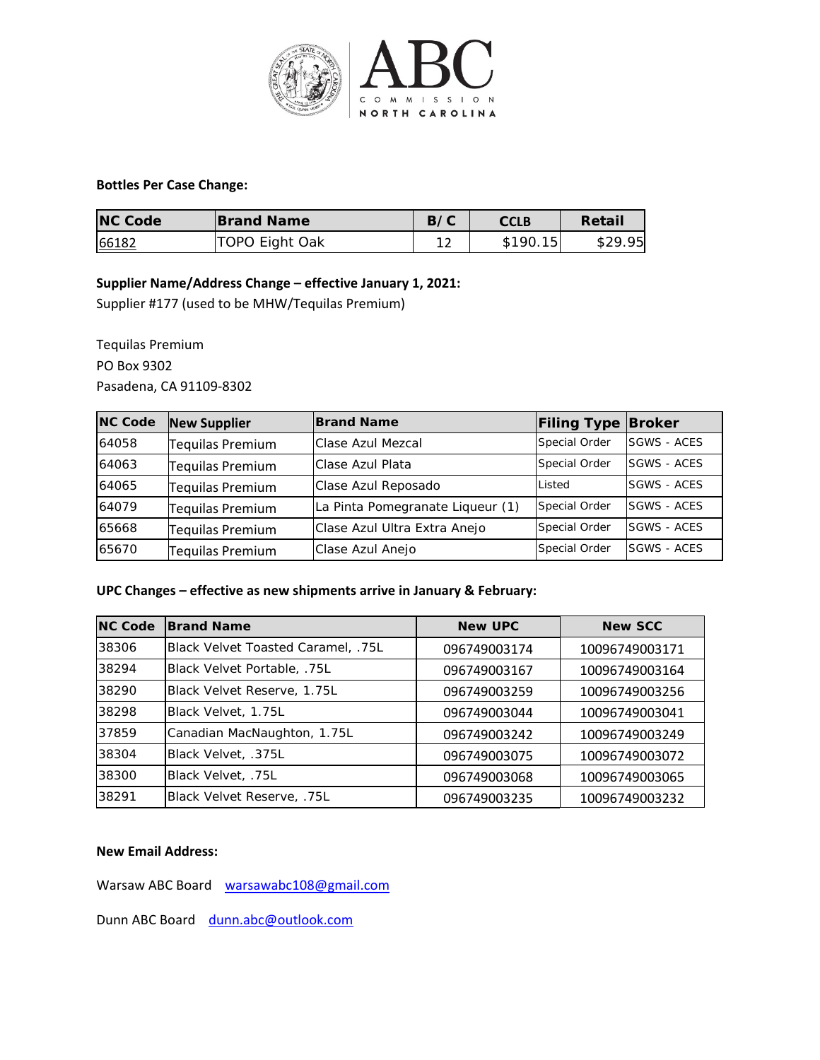**Bottles Per Case Change:**

| NC Code | Brand Name | B/C | CCLB | Retail |
|---|---|---|---|---|
| 66182 | TOPO Eight Oak | 12 | $190.15 | $29.95 |

**Supplier Name/Address Change – effective January 1, 2021:**

Supplier #177 (used to be MHW/Tequilas Premium)

Tequilas Premium
PO Box 9302
Pasadena, CA 91109-8302

| NC Code | New Supplier | Brand Name | Filing Type | Broker |
|---|---|---|---|---|
| 64058 | Tequilas Premium | Clase Azul Mezcal | Special Order | SGWS - ACES |
| 64063 | Tequilas Premium | Clase Azul Plata | Special Order | SGWS - ACES |
| 64065 | Tequilas Premium | Clase Azul Reposado | Listed | SGWS - ACES |
| 64079 | Tequilas Premium | La Pinta Pomegranate Liqueur (1) | Special Order | SGWS - ACES |
| 65668 | Tequilas Premium | Clase Azul Ultra Extra Anejo | Special Order | SGWS - ACES |
| 65670 | Tequilas Premium | Clase Azul Anejo | Special Order | SGWS - ACES |

**UPC Changes – effective as new shipments arrive in January & February:**

| NC Code | Brand Name | New UPC | New SCC |
|---|---|---|---|
| 38306 | Black Velvet Toasted Caramel, .75L | 096749003174 | 10096749003171 |
| 38294 | Black Velvet Portable, .75L | 096749003167 | 10096749003164 |
| 38290 | Black Velvet Reserve, 1.75L | 096749003259 | 10096749003256 |
| 38298 | Black Velvet, 1.75L | 096749003044 | 10096749003041 |
| 37859 | Canadian MacNaughton, 1.75L | 096749003242 | 10096749003249 |
| 38304 | Black Velvet, .375L | 096749003075 | 10096749003072 |
| 38300 | Black Velvet, .75L | 096749003068 | 10096749003065 |
| 38291 | Black Velvet Reserve, .75L | 096749003235 | 10096749003232 |

**New Email Address:**

Warsaw ABC Board warsawabc108@gmail.com

Dunn ABC Board dunn.abc@outlook.com